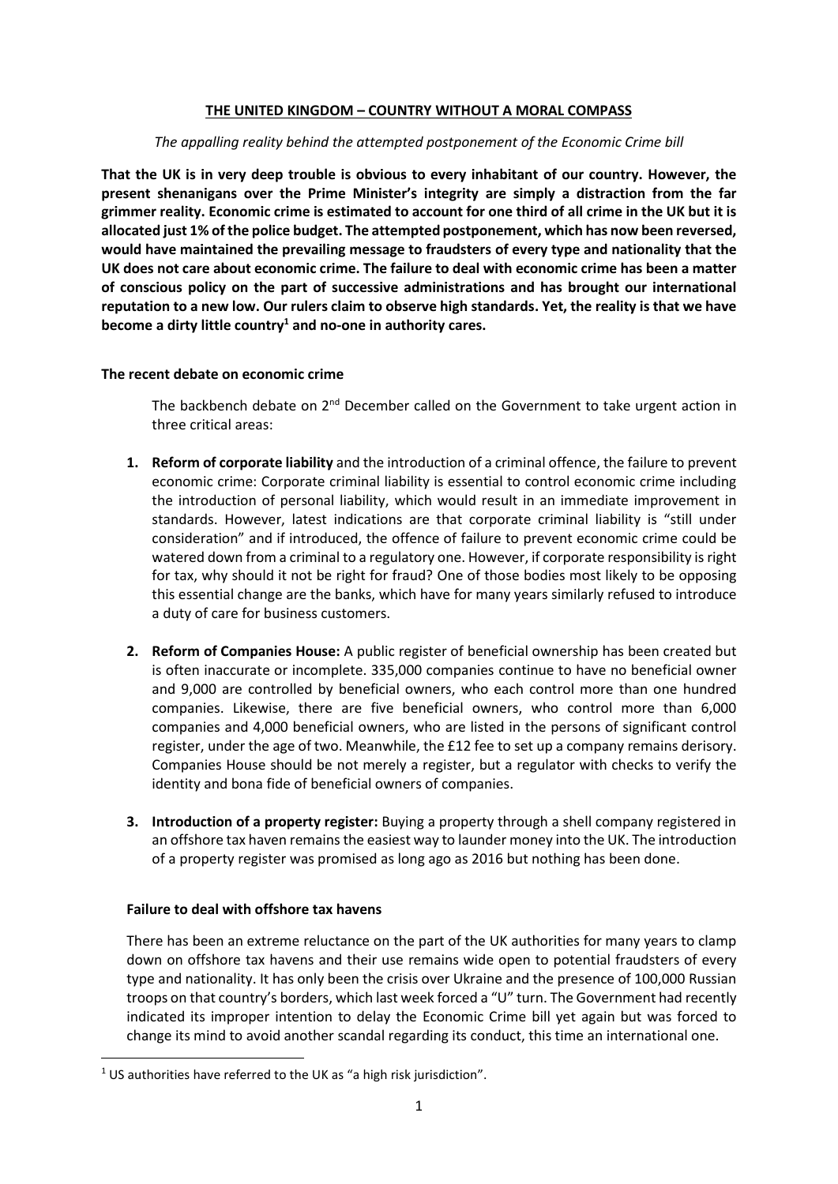# THE UNITED KINGDOM – COUNTRY WITHOUT A MORAL COMPASS

*The appalling reality behind the attempted postponement of the Economic Crime bill*

**That the UK is in very deep trouble is obvious to every inhabitant of our country. However, the present shenanigans over the Prime Minister's integrity are simply a distraction from the far grimmer reality. Economic crime is estimated to account for one third of all crime in the UK but it is allocated just 1% of the police budget. The attempted postponement, which has now been reversed, would have maintained the prevailing message to fraudsters of every type and nationality that the UK does not care about economic crime. The failure to deal with economic crime has been a matter of conscious policy on the part of successive administrations and has brought our international reputation to a new low. Our rulers claim to observe high standards. Yet, the reality is that we have become a dirty little country[1] and no-one in authority cares.**

## The recent debate on economic crime

The backbench debate on 2nd December called on the Government to take urgent action in three critical areas:

1. **Reform of corporate liability** and the introduction of a criminal offence, the failure to prevent economic crime: Corporate criminal liability is essential to control economic crime including the introduction of personal liability, which would result in an immediate improvement in standards. However, latest indications are that corporate criminal liability is "still under consideration" and if introduced, the offence of failure to prevent economic crime could be watered down from a criminal to a regulatory one. However, if corporate responsibility is right for tax, why should it not be right for fraud? One of those bodies most likely to be opposing this essential change are the banks, which have for many years similarly refused to introduce a duty of care for business customers.

2. **Reform of Companies House:** A public register of beneficial ownership has been created but is often inaccurate or incomplete. 335,000 companies continue to have no beneficial owner and 9,000 are controlled by beneficial owners, who each control more than one hundred companies. Likewise, there are five beneficial owners, who control more than 6,000 companies and 4,000 beneficial owners, who are listed in the persons of significant control register, under the age of two. Meanwhile, the £12 fee to set up a company remains derisory. Companies House should be not merely a register, but a regulator with checks to verify the identity and bona fide of beneficial owners of companies.

3. **Introduction of a property register:** Buying a property through a shell company registered in an offshore tax haven remains the easiest way to launder money into the UK. The introduction of a property register was promised as long ago as 2016 but nothing has been done.

## Failure to deal with offshore tax havens

There has been an extreme reluctance on the part of the UK authorities for many years to clamp down on offshore tax havens and their use remains wide open to potential fraudsters of every type and nationality. It has only been the crisis over Ukraine and the presence of 100,000 Russian troops on that country's borders, which last week forced a "U" turn. The Government had recently indicated its improper intention to delay the Economic Crime bill yet again but was forced to change its mind to avoid another scandal regarding its conduct, this time an international one.

[1] US authorities have referred to the UK as "a high risk jurisdiction".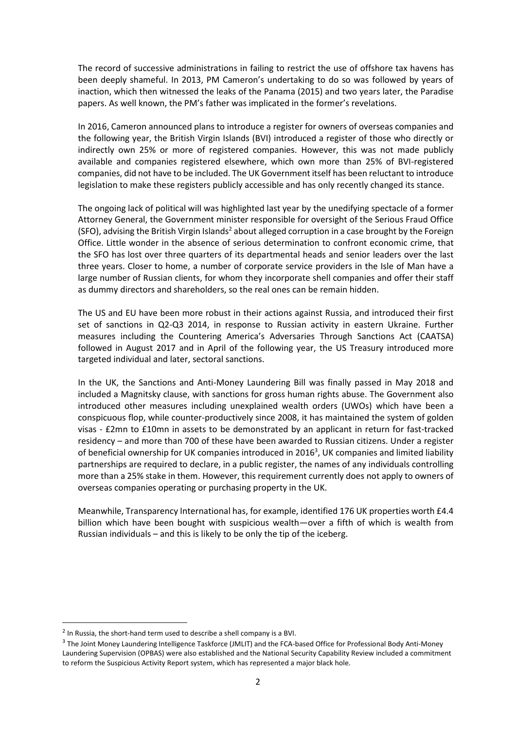The record of successive administrations in failing to restrict the use of offshore tax havens has been deeply shameful. In 2013, PM Cameron's undertaking to do so was followed by years of inaction, which then witnessed the leaks of the Panama (2015) and two years later, the Paradise papers. As well known, the PM's father was implicated in the former's revelations.

In 2016, Cameron announced plans to introduce a register for owners of overseas companies and the following year, the British Virgin Islands (BVI) introduced a register of those who directly or indirectly own 25% or more of registered companies. However, this was not made publicly available and companies registered elsewhere, which own more than 25% of BVI-registered companies, did not have to be included. The UK Government itself has been reluctant to introduce legislation to make these registers publicly accessible and has only recently changed its stance.

The ongoing lack of political will was highlighted last year by the unedifying spectacle of a former Attorney General, the Government minister responsible for oversight of the Serious Fraud Office (SFO), advising the British Virgin Islands[2] about alleged corruption in a case brought by the Foreign Office. Little wonder in the absence of serious determination to confront economic crime, that the SFO has lost over three quarters of its departmental heads and senior leaders over the last three years. Closer to home, a number of corporate service providers in the Isle of Man have a large number of Russian clients, for whom they incorporate shell companies and offer their staff as dummy directors and shareholders, so the real ones can be remain hidden.

The US and EU have been more robust in their actions against Russia, and introduced their first set of sanctions in Q2-Q3 2014, in response to Russian activity in eastern Ukraine. Further measures including the Countering America's Adversaries Through Sanctions Act (CAATSA) followed in August 2017 and in April of the following year, the US Treasury introduced more targeted individual and later, sectoral sanctions.

In the UK, the Sanctions and Anti-Money Laundering Bill was finally passed in May 2018 and included a Magnitsky clause, with sanctions for gross human rights abuse. The Government also introduced other measures including unexplained wealth orders (UWOs) which have been a conspicuous flop, while counter-productively since 2008, it has maintained the system of golden visas - £2mn to £10mn in assets to be demonstrated by an applicant in return for fast-tracked residency – and more than 700 of these have been awarded to Russian citizens. Under a register of beneficial ownership for UK companies introduced in 2016[3], UK companies and limited liability partnerships are required to declare, in a public register, the names of any individuals controlling more than a 25% stake in them. However, this requirement currently does not apply to owners of overseas companies operating or purchasing property in the UK.

Meanwhile, Transparency International has, for example, identified 176 UK properties worth £4.4 billion which have been bought with suspicious wealth—over a fifth of which is wealth from Russian individuals – and this is likely to be only the tip of the iceberg.

---

[2] In Russia, the short-hand term used to describe a shell company is a BVI.

[3] The Joint Money Laundering Intelligence Taskforce (JMLIT) and the FCA-based Office for Professional Body Anti-Money Laundering Supervision (OPBAS) were also established and the National Security Capability Review included a commitment to reform the Suspicious Activity Report system, which has represented a major black hole.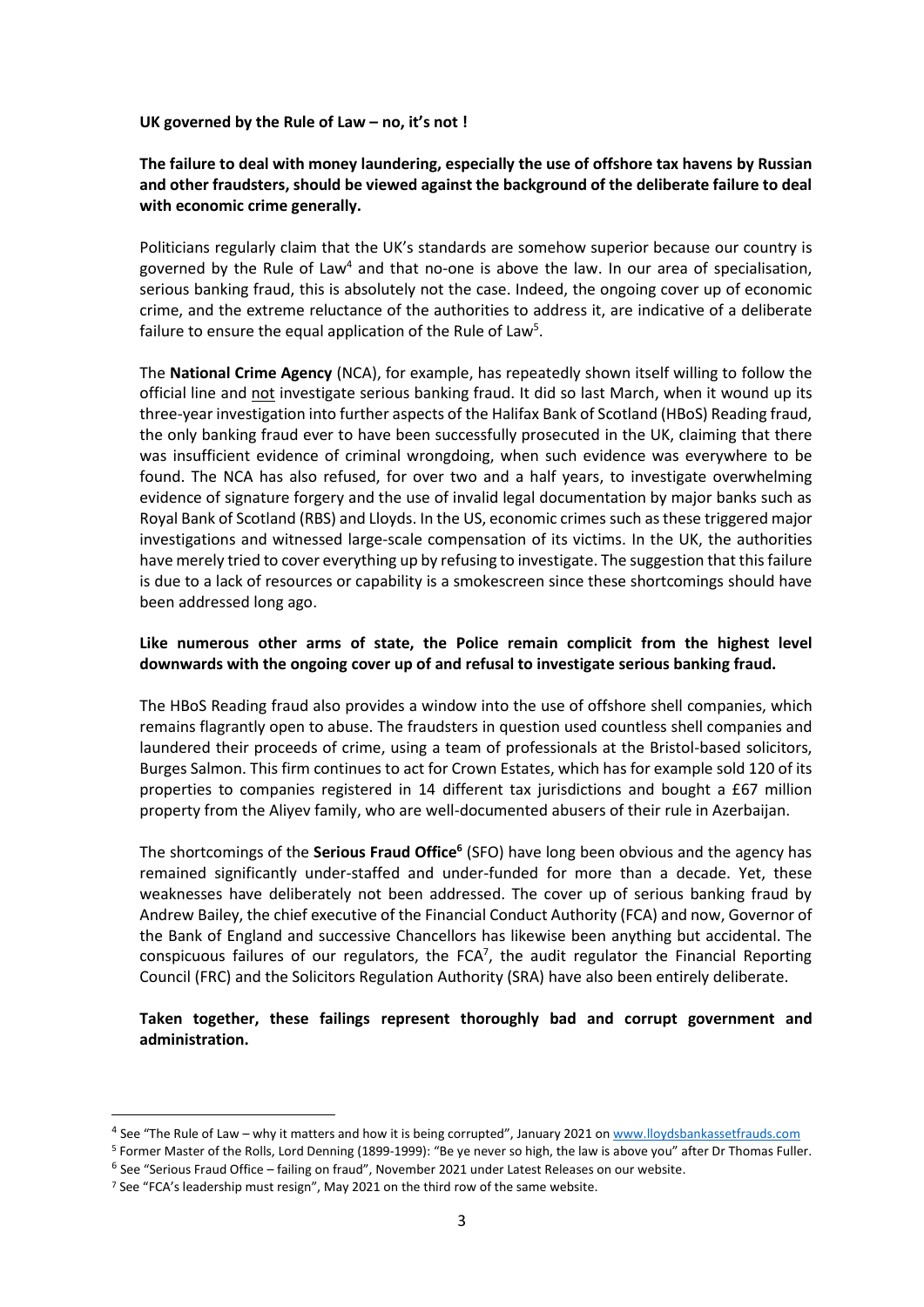**UK governed by the Rule of Law – no, it's not !**

**The failure to deal with money laundering, especially the use of offshore tax havens by Russian and other fraudsters, should be viewed against the background of the deliberate failure to deal with economic crime generally.**

Politicians regularly claim that the UK's standards are somehow superior because our country is governed by the Rule of Law[4] and that no-one is above the law. In our area of specialisation, serious banking fraud, this is absolutely not the case. Indeed, the ongoing cover up of economic crime, and the extreme reluctance of the authorities to address it, are indicative of a deliberate failure to ensure the equal application of the Rule of Law[5].

The **National Crime Agency** (NCA), for example, has repeatedly shown itself willing to follow the official line and <u>not</u> investigate serious banking fraud. It did so last March, when it wound up its three-year investigation into further aspects of the Halifax Bank of Scotland (HBoS) Reading fraud, the only banking fraud ever to have been successfully prosecuted in the UK, claiming that there was insufficient evidence of criminal wrongdoing, when such evidence was everywhere to be found. The NCA has also refused, for over two and a half years, to investigate overwhelming evidence of signature forgery and the use of invalid legal documentation by major banks such as Royal Bank of Scotland (RBS) and Lloyds. In the US, economic crimes such as these triggered major investigations and witnessed large-scale compensation of its victims. In the UK, the authorities have merely tried to cover everything up by refusing to investigate. The suggestion that this failure is due to a lack of resources or capability is a smokescreen since these shortcomings should have been addressed long ago.

**Like numerous other arms of state, the Police remain complicit from the highest level downwards with the ongoing cover up of and refusal to investigate serious banking fraud.**

The HBoS Reading fraud also provides a window into the use of offshore shell companies, which remains flagrantly open to abuse. The fraudsters in question used countless shell companies and laundered their proceeds of crime, using a team of professionals at the Bristol-based solicitors, Burges Salmon. This firm continues to act for Crown Estates, which has for example sold 120 of its properties to companies registered in 14 different tax jurisdictions and bought a £67 million property from the Aliyev family, who are well-documented abusers of their rule in Azerbaijan.

The shortcomings of the **Serious Fraud Office**[6] (SFO) have long been obvious and the agency has remained significantly under-staffed and under-funded for more than a decade. Yet, these weaknesses have deliberately not been addressed. The cover up of serious banking fraud by Andrew Bailey, the chief executive of the Financial Conduct Authority (FCA) and now, Governor of the Bank of England and successive Chancellors has likewise been anything but accidental. The conspicuous failures of our regulators, the FCA[7], the audit regulator the Financial Reporting Council (FRC) and the Solicitors Regulation Authority (SRA) have also been entirely deliberate.

**Taken together, these failings represent thoroughly bad and corrupt government and administration.**

---

[4] See "The Rule of Law – why it matters and how it is being corrupted", January 2021 on www.lloydsbankassetfrauds.com

[5] Former Master of the Rolls, Lord Denning (1899-1999): "Be ye never so high, the law is above you" after Dr Thomas Fuller.

[6] See "Serious Fraud Office – failing on fraud", November 2021 under Latest Releases on our website.

[7] See "FCA's leadership must resign", May 2021 on the third row of the same website.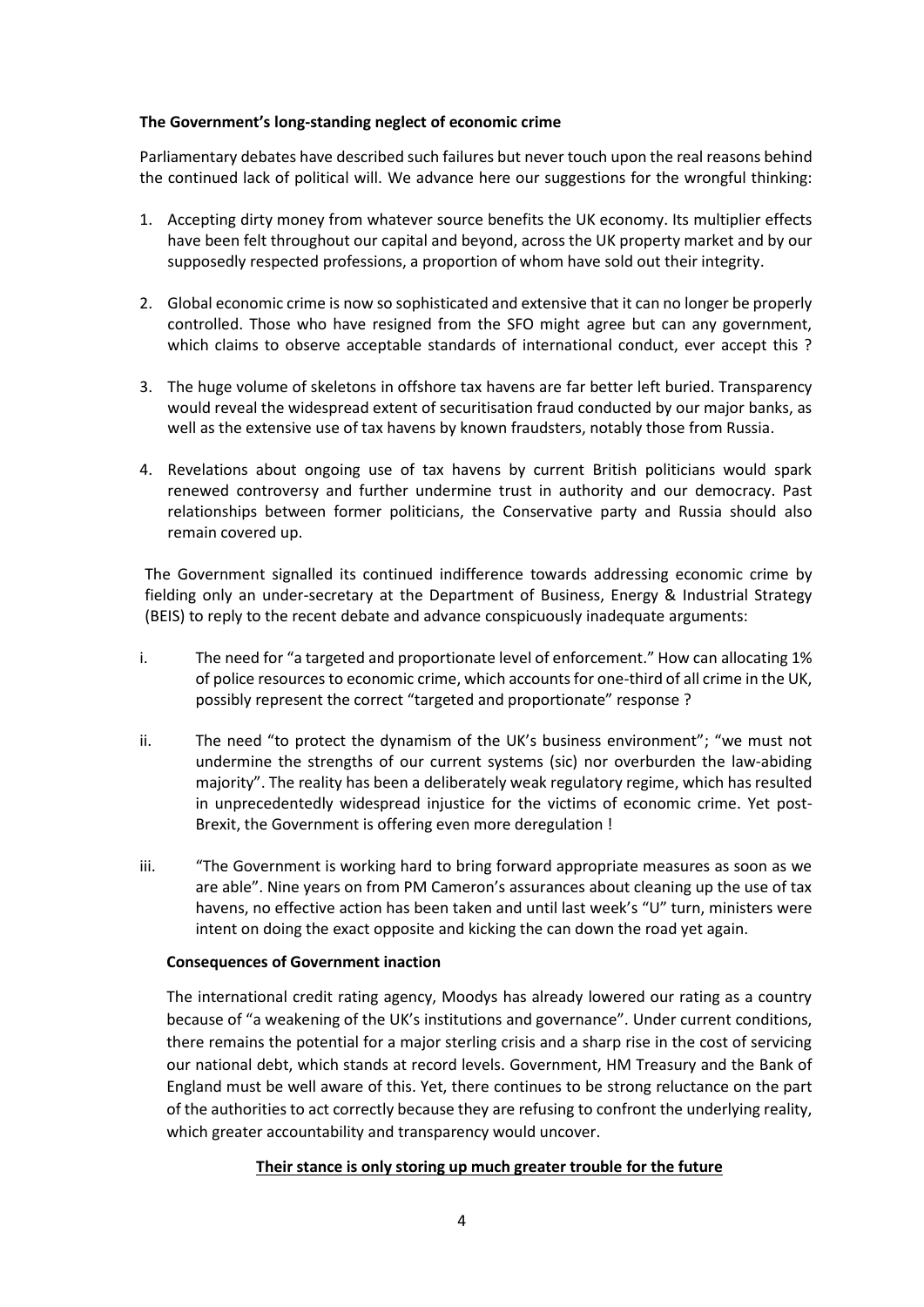**The Government's long-standing neglect of economic crime**

Parliamentary debates have described such failures but never touch upon the real reasons behind the continued lack of political will. We advance here our suggestions for the wrongful thinking:

1. Accepting dirty money from whatever source benefits the UK economy. Its multiplier effects have been felt throughout our capital and beyond, across the UK property market and by our supposedly respected professions, a proportion of whom have sold out their integrity.

2. Global economic crime is now so sophisticated and extensive that it can no longer be properly controlled. Those who have resigned from the SFO might agree but can any government, which claims to observe acceptable standards of international conduct, ever accept this ?

3. The huge volume of skeletons in offshore tax havens are far better left buried. Transparency would reveal the widespread extent of securitisation fraud conducted by our major banks, as well as the extensive use of tax havens by known fraudsters, notably those from Russia.

4. Revelations about ongoing use of tax havens by current British politicians would spark renewed controversy and further undermine trust in authority and our democracy. Past relationships between former politicians, the Conservative party and Russia should also remain covered up.

The Government signalled its continued indifference towards addressing economic crime by fielding only an under-secretary at the Department of Business, Energy & Industrial Strategy (BEIS) to reply to the recent debate and advance conspicuously inadequate arguments:

i. The need for "a targeted and proportionate level of enforcement." How can allocating 1% of police resources to economic crime, which accounts for one-third of all crime in the UK, possibly represent the correct "targeted and proportionate" response ?

ii. The need "to protect the dynamism of the UK's business environment"; "we must not undermine the strengths of our current systems (sic) nor overburden the law-abiding majority". The reality has been a deliberately weak regulatory regime, which has resulted in unprecedentedly widespread injustice for the victims of economic crime. Yet post-Brexit, the Government is offering even more deregulation !

iii. "The Government is working hard to bring forward appropriate measures as soon as we are able". Nine years on from PM Cameron's assurances about cleaning up the use of tax havens, no effective action has been taken and until last week's "U" turn, ministers were intent on doing the exact opposite and kicking the can down the road yet again.

**Consequences of Government inaction**

The international credit rating agency, Moodys has already lowered our rating as a country because of "a weakening of the UK's institutions and governance". Under current conditions, there remains the potential for a major sterling crisis and a sharp rise in the cost of servicing our national debt, which stands at record levels. Government, HM Treasury and the Bank of England must be well aware of this. Yet, there continues to be strong reluctance on the part of the authorities to act correctly because they are refusing to confront the underlying reality, which greater accountability and transparency would uncover.

**Their stance is only storing up much greater trouble for the future**